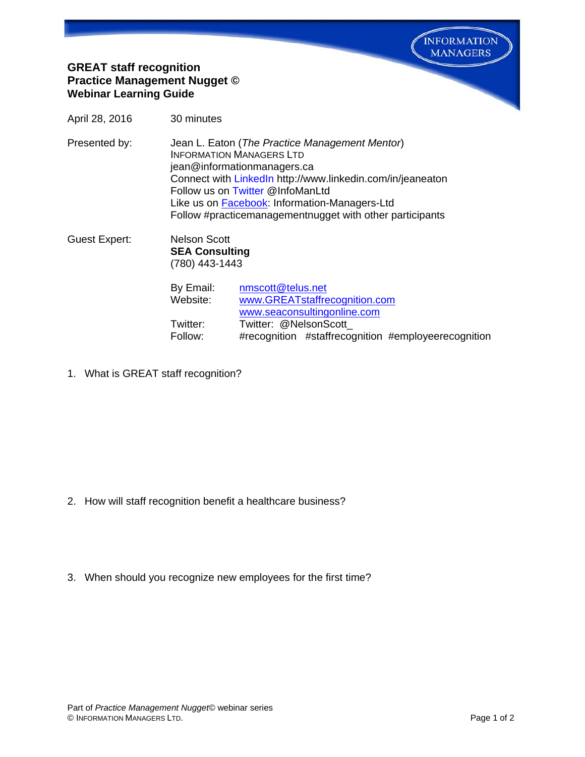# GREAT staff recognition
## Practice Management Nugget ©
## Webinar Learning Guide

April 28, 2016 — 30 minutes

Presented by: Jean L. Eaton (*The Practice Management Mentor*)
INFORMATION MANAGERS LTD
jean@informationmanagers.ca
Connect with LinkedIn http://www.linkedin.com/in/jeaneaton
Follow us on Twitter @InfoManLtd
Like us on Facebook: Information-Managers-Ltd
Follow #practicemanagementnugget with other participants

Guest Expert: Nelson Scott
**SEA Consulting**
(780) 443-1443

| | |
|---|---|
| By Email: | nmscott@telus.net |
| Website: | www.GREATstaffrecognition.com |
| | www.seaconsultingonline.com |
| Twitter: | Twitter: @NelsonScott_ |
| Follow: | #recognition #staffrecognition #employeerecognition |

1. What is GREAT staff recognition?

2. How will staff recognition benefit a healthcare business?

3. When should you recognize new employees for the first time?

Part of *Practice Management Nugget*© webinar series
© INFORMATION MANAGERS LTD.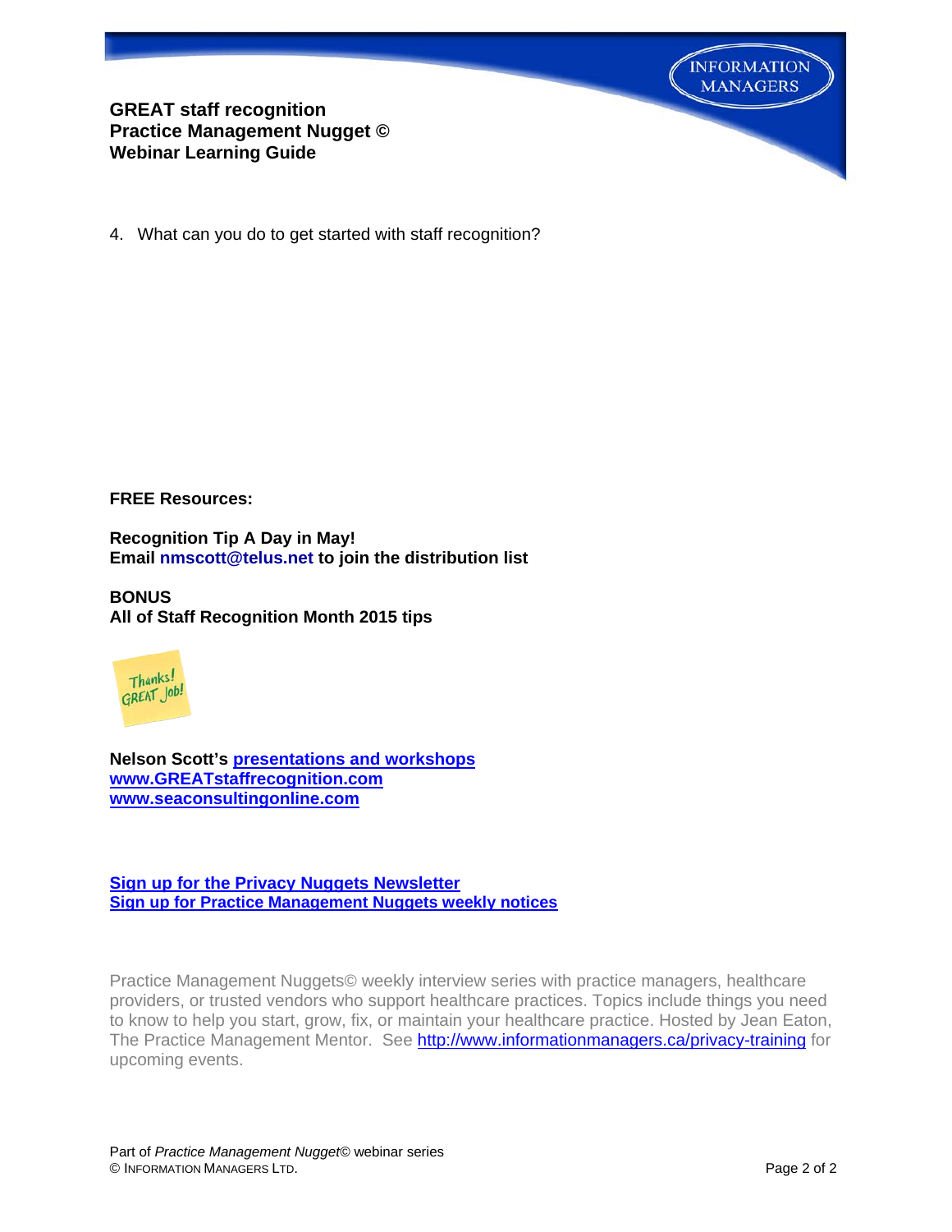**GREAT staff recognition**
**Practice Management Nugget ©**
**Webinar Learning Guide**

4. What can you do to get started with staff recognition?

**FREE Resources:**

**Recognition Tip A Day in May!**
**Email nmscott@telus.net to join the distribution list**

**BONUS**
**All of Staff Recognition Month 2015 tips**

**Nelson Scott's presentations and workshops**
**www.GREATstaffrecognition.com**
**www.seaconsultingonline.com**

**Sign up for the Privacy Nuggets Newsletter**
**Sign up for Practice Management Nuggets weekly notices**

Practice Management Nuggets© weekly interview series with practice managers, healthcare providers, or trusted vendors who support healthcare practices. Topics include things you need to know to help you start, grow, fix, or maintain your healthcare practice. Hosted by Jean Eaton, The Practice Management Mentor. See http://www.informationmanagers.ca/privacy-training for upcoming events.